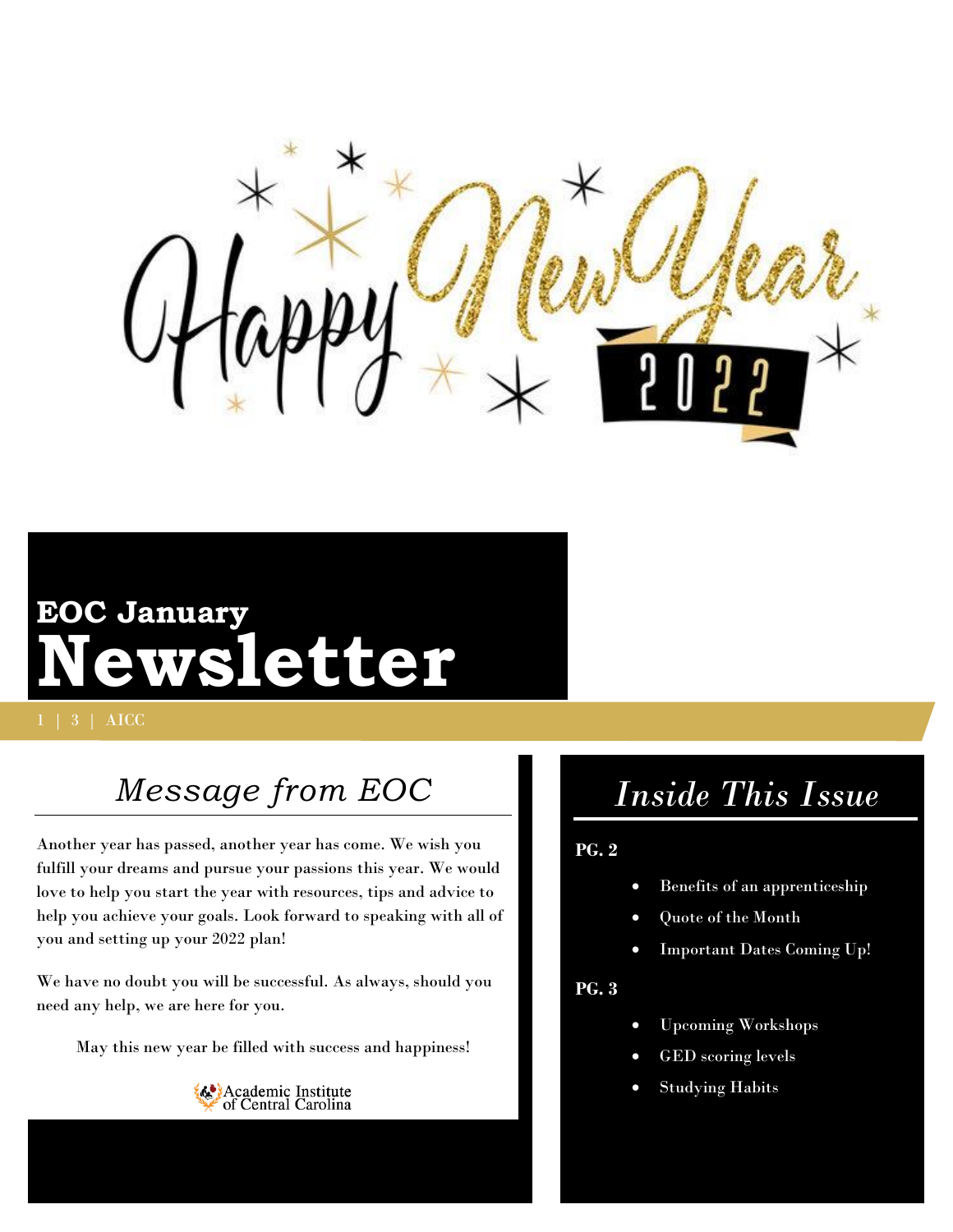# EOC January Newsletter

1 | 3 | AICC

## *Message from EOC*

Another year has passed, another year has come. We wish you fulfill your dreams and pursue your passions this year. We would love to help you start the year with resources, tips and advice to help you achieve your goals. Look forward to speaking with all of you and setting up your 2022 plan!

We have no doubt you will be successful. As always, should you need any help, we are here for you.

May this new year be filled with success and happiness!

Academic Institute of Central Carolina

## *Inside This Issue*

**PG. 2**

- Benefits of an apprenticeship
- Quote of the Month
- Important Dates Coming Up!

**PG. 3**

- Upcoming Workshops
- GED scoring levels
- Studying Habits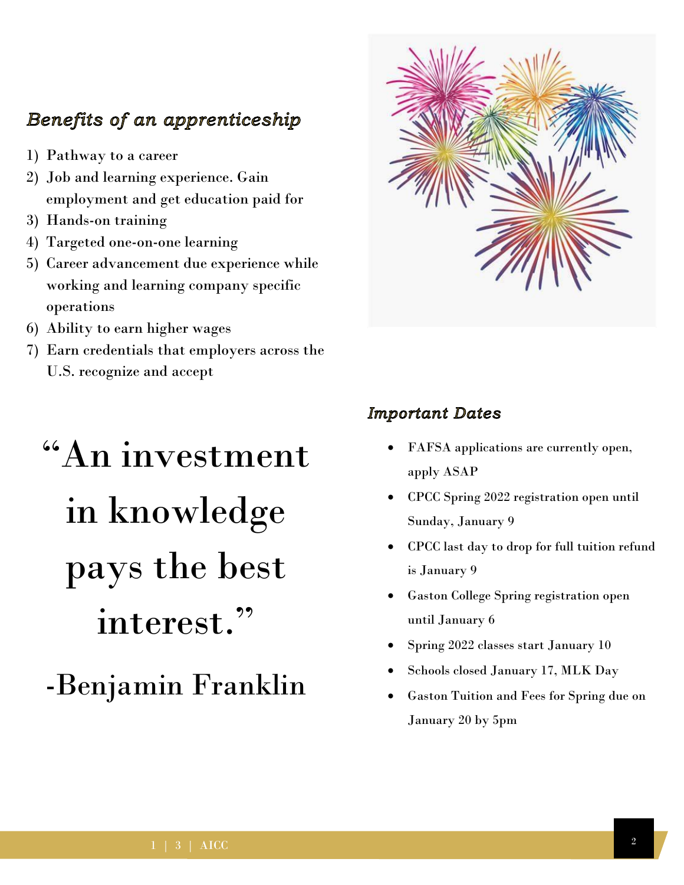### *Benefits of an apprenticeship*

1) Pathway to a career
2) Job and learning experience. Gain employment and get education paid for
3) Hands-on training
4) Targeted one-on-one learning
5) Career advancement due experience while working and learning company specific operations
6) Ability to earn higher wages
7) Earn credentials that employers across the U.S. recognize and accept

> "An investment in knowledge pays the best interest."
>
> -Benjamin Franklin

### *Important Dates*

- FAFSA applications are currently open, apply ASAP
- CPCC Spring 2022 registration open until Sunday, January 9
- CPCC last day to drop for full tuition refund is January 9
- Gaston College Spring registration open until January 6
- Spring 2022 classes start January 10
- Schools closed January 17, MLK Day
- Gaston Tuition and Fees for Spring due on January 20 by 5pm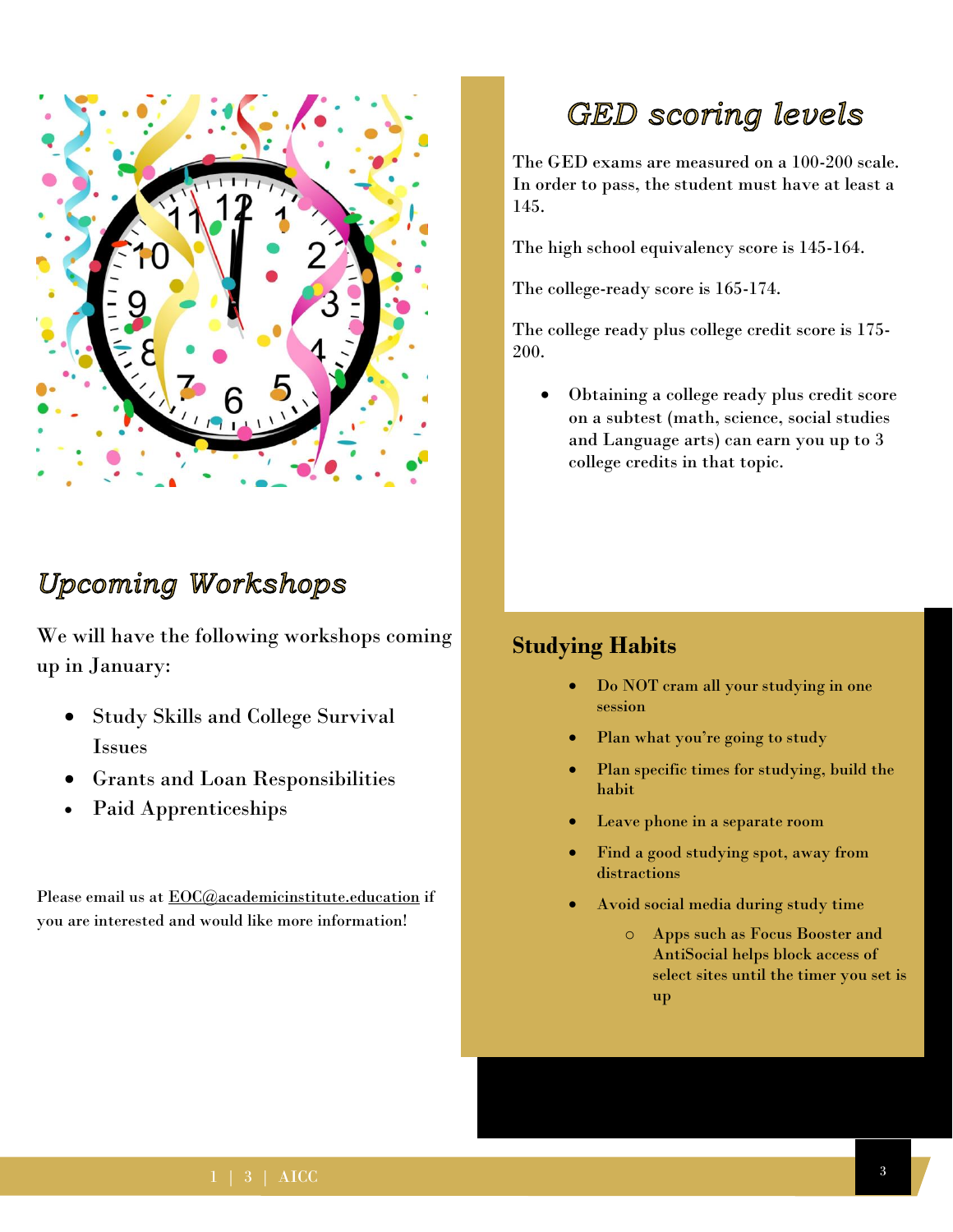## Upcoming Workshops

We will have the following workshops coming up in January:

- Study Skills and College Survival Issues
- Grants and Loan Responsibilities
- Paid Apprenticeships

Please email us at EOC@academicinstitute.education if you are interested and would like more information!

## GED scoring levels

The GED exams are measured on a 100-200 scale. In order to pass, the student must have at least a 145.

The high school equivalency score is 145-164.

The college-ready score is 165-174.

The college ready plus college credit score is 175-200.

- Obtaining a college ready plus credit score on a subtest (math, science, social studies and Language arts) can earn you up to 3 college credits in that topic.

## Studying Habits

- Do NOT cram all your studying in one session
- Plan what you're going to study
- Plan specific times for studying, build the habit
- Leave phone in a separate room
- Find a good studying spot, away from distractions
- Avoid social media during study time
  - Apps such as Focus Booster and AntiSocial helps block access of select sites until the timer you set is up